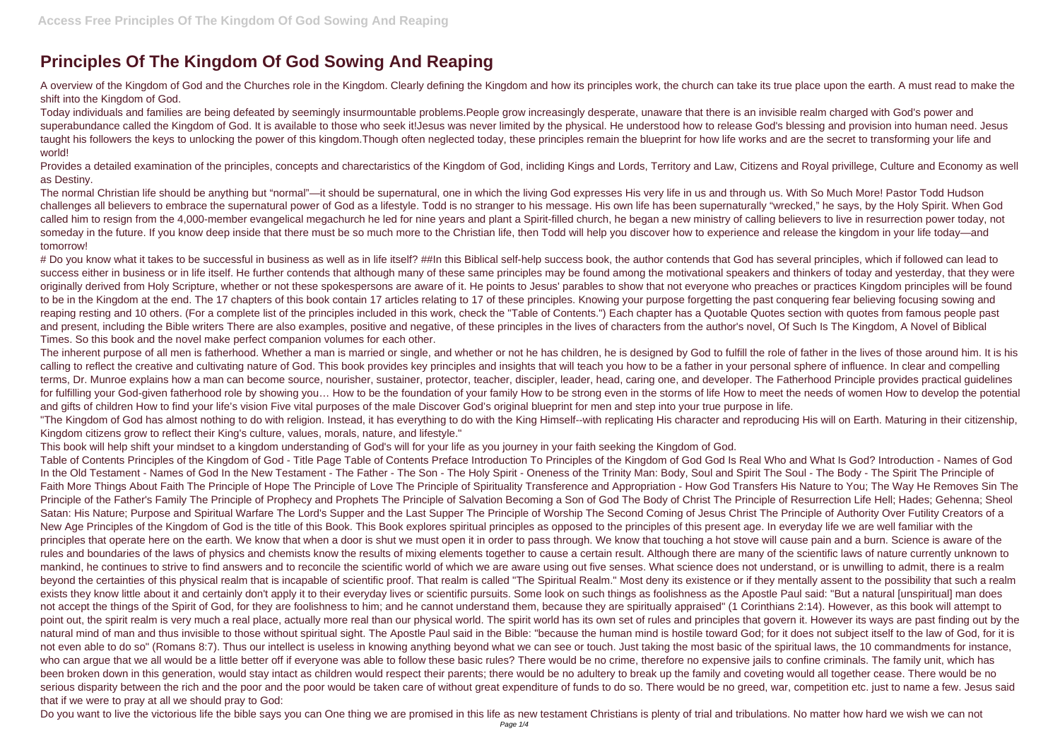# Principles Of The Kingdom Of God Sowing And Reaping

A overview of the Kingdom of God and the Churches role in the Kingdom. Clearly defining the Kingdom and how its principles work, the church can take its true place upon the earth. A must read to make the shift into the Kingdom of God.

Today individuals and families are being defeated by seemingly insurmountable problems.People grow increasingly desperate, unaware that there is an invisible realm charged with God's power and superabundance called the Kingdom of God. It is available to those who seek it!Jesus was never limited by the physical. He understood how to release God's blessing and provision into human need. Jesus taught his followers the keys to unlocking the power of this kingdom.Though often neglected today, these principles remain the blueprint for how life works and are the secret to transforming your life and world!

Provides a detailed examination of the principles, concepts and charectaristics of the Kingdom of God, incliding Kings and Lords, Territory and Law, Citizens and Royal privillege, Culture and Economy as well as Destiny.

The normal Christian life should be anything but "normal"—it should be supernatural, one in which the living God expresses His very life in us and through us. With So Much More! Pastor Todd Hudson challenges all believers to embrace the supernatural power of God as a lifestyle. Todd is no stranger to his message. His own life has been supernaturally "wrecked," he says, by the Holy Spirit. When God called him to resign from the 4,000-member evangelical megachurch he led for nine years and plant a Spirit-filled church, he began a new ministry of calling believers to live in resurrection power today, not someday in the future. If you know deep inside that there must be so much more to the Christian life, then Todd will help you discover how to experience and release the kingdom in your life today—and tomorrow!

# Do you know what it takes to be successful in business as well as in life itself? ##In this Biblical self-help success book, the author contends that God has several principles, which if followed can lead to success either in business or in life itself. He further contends that although many of these same principles may be found among the motivational speakers and thinkers of today and yesterday, that they were originally derived from Holy Scripture, whether or not these spokespersons are aware of it. He points to Jesus' parables to show that not everyone who preaches or practices Kingdom principles will be found to be in the Kingdom at the end. The 17 chapters of this book contain 17 articles relating to 17 of these principles. Knowing your purpose forgetting the past conquering fear believing focusing sowing and reaping resting and 10 others. (For a complete list of the principles included in this work, check the "Table of Contents.") Each chapter has a Quotable Quotes section with quotes from famous people past and present, including the Bible writers There are also examples, positive and negative, of these principles in the lives of characters from the author's novel, Of Such Is The Kingdom, A Novel of Biblical Times. So this book and the novel make perfect companion volumes for each other.

The inherent purpose of all men is fatherhood. Whether a man is married or single, and whether or not he has children, he is designed by God to fulfill the role of father in the lives of those around him. It is his calling to reflect the creative and cultivating nature of God. This book provides key principles and insights that will teach you how to be a father in your personal sphere of influence. In clear and compelling terms, Dr. Munroe explains how a man can become source, nourisher, sustainer, protector, teacher, discipler, leader, head, caring one, and developer. The Fatherhood Principle provides practical guidelines for fulfilling your God-given fatherhood role by showing you… How to be the foundation of your family How to be strong even in the storms of life How to meet the needs of women How to develop the potential and gifts of children How to find your life's vision Five vital purposes of the male Discover God's original blueprint for men and step into your true purpose in life.

"The Kingdom of God has almost nothing to do with religion. Instead, it has everything to do with the King Himself--with replicating His character and reproducing His will on Earth. Maturing in their citizenship, Kingdom citizens grow to reflect their King's culture, values, morals, nature, and lifestyle."

This book will help shift your mindset to a kingdom understanding of God's will for your life as you journey in your faith seeking the Kingdom of God.

Table of Contents Principles of the Kingdom of God - Title Page Table of Contents Preface Introduction To Principles of the Kingdom of God God Is Real Who and What Is God? Introduction - Names of God In the Old Testament - Names of God In the New Testament - The Father - The Son - The Holy Spirit - Oneness of the Trinity Man: Body, Soul and Spirit The Soul - The Body - The Spirit The Principle of Faith More Things About Faith The Principle of Hope The Principle of Love The Principle of Spirituality Transference and Appropriation - How God Transfers His Nature to You; The Way He Removes Sin The Principle of the Father's Family The Principle of Prophecy and Prophets The Principle of Salvation Becoming a Son of God The Body of Christ The Principle of Resurrection Life Hell; Hades; Gehenna; Sheol Satan: His Nature; Purpose and Spiritual Warfare The Lord's Supper and the Last Supper The Principle of Worship The Second Coming of Jesus Christ The Principle of Authority Over Futility Creators of a New Age Principles of the Kingdom of God is the title of this Book. This Book explores spiritual principles as opposed to the principles of this present age. In everyday life we are well familiar with the principles that operate here on the earth. We know that when a door is shut we must open it in order to pass through. We know that touching a hot stove will cause pain and a burn. Science is aware of the rules and boundaries of the laws of physics and chemists know the results of mixing elements together to cause a certain result. Although there are many of the scientific laws of nature currently unknown to mankind, he continues to strive to find answers and to reconcile the scientific world of which we are aware using out five senses. What science does not understand, or is unwilling to admit, there is a realm beyond the certainties of this physical realm that is incapable of scientific proof. That realm is called "The Spiritual Realm." Most deny its existence or if they mentally assent to the possibility that such a realm exists they know little about it and certainly don't apply it to their everyday lives or scientific pursuits. Some look on such things as foolishness as the Apostle Paul said: "But a natural [unspiritual] man does not accept the things of the Spirit of God, for they are foolishness to him; and he cannot understand them, because they are spiritually appraised" (1 Corinthians 2:14). However, as this book will attempt to point out, the spirit realm is very much a real place, actually more real than our physical world. The spirit world has its own set of rules and principles that govern it. However its ways are past finding out by the natural mind of man and thus invisible to those without spiritual sight. The Apostle Paul said in the Bible: "because the human mind is hostile toward God; for it does not subject itself to the law of God, for it is not even able to do so" (Romans 8:7). Thus our intellect is useless in knowing anything beyond what we can see or touch. Just taking the most basic of the spiritual laws, the 10 commandments for instance, who can argue that we all would be a little better off if everyone was able to follow these basic rules? There would be no crime, therefore no expensive jails to confine criminals. The family unit, which has been broken down in this generation, would stay intact as children would respect their parents; there would be no adultery to break up the family and coveting would all together cease. There would be no serious disparity between the rich and the poor and the poor would be taken care of without great expenditure of funds to do so. There would be no greed, war, competition etc. just to name a few. Jesus said that if we were to pray at all we should pray to God:

Do you want to live the victorious life the bible says you can One thing we are promised in this life as new testament Christians is plenty of trial and tribulations. No matter how hard we wish we can not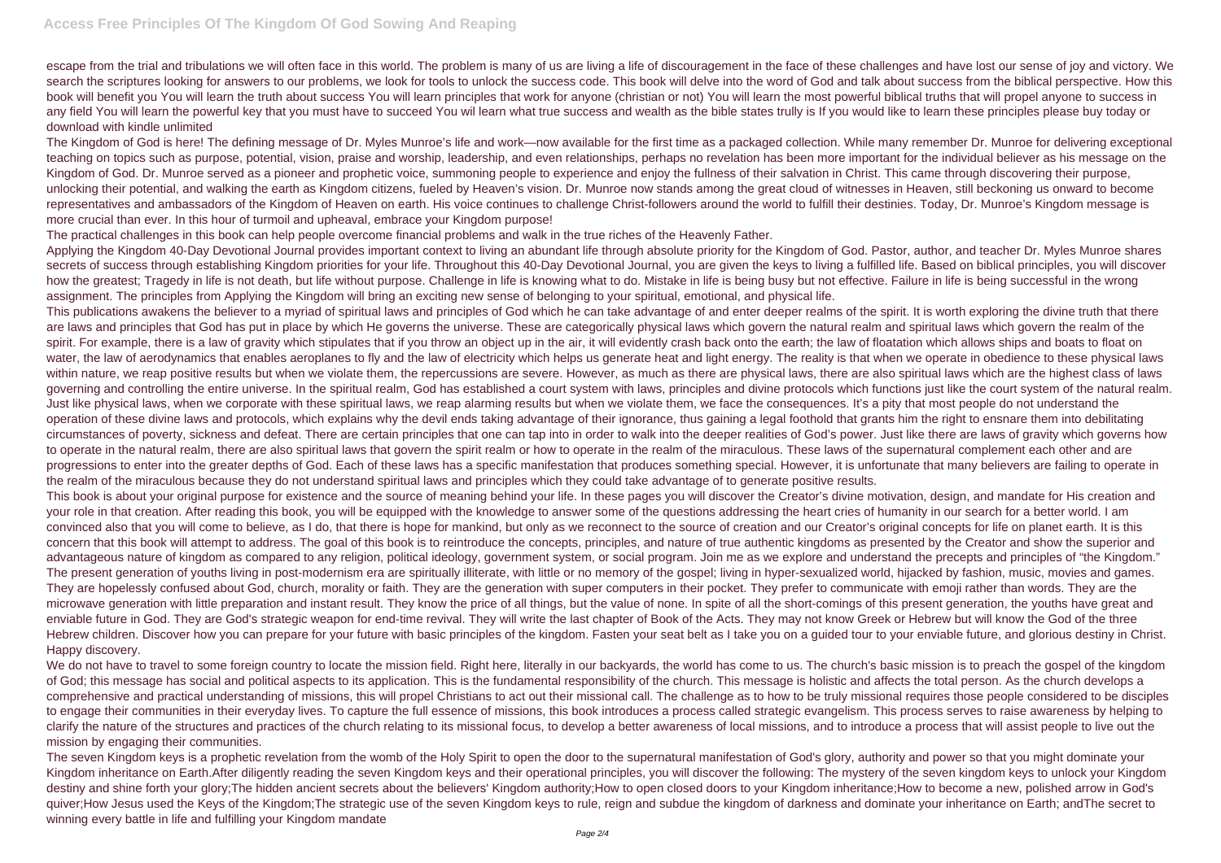escape from the trial and tribulations we will often face in this world. The problem is many of us are living a life of discouragement in the face of these challenges and have lost our sense of joy and victory. We search the scriptures looking for answers to our problems, we look for tools to unlock the success code. This book will delve into the word of God and talk about success from the biblical perspective. How this book will benefit you You will learn the truth about success You will learn principles that work for anyone (christian or not) You will learn the most powerful biblical truths that will propel anyone to success in any field You will learn the powerful key that you must have to succeed You wil learn what true success and wealth as the bible states trully is If you would like to learn these principles please buy today or download with kindle unlimited

The Kingdom of God is here! The defining message of Dr. Myles Munroe's life and work—now available for the first time as a packaged collection. While many remember Dr. Munroe for delivering exceptional teaching on topics such as purpose, potential, vision, praise and worship, leadership, and even relationships, perhaps no revelation has been more important for the individual believer as his message on the Kingdom of God. Dr. Munroe served as a pioneer and prophetic voice, summoning people to experience and enjoy the fullness of their salvation in Christ. This came through discovering their purpose, unlocking their potential, and walking the earth as Kingdom citizens, fueled by Heaven's vision. Dr. Munroe now stands among the great cloud of witnesses in Heaven, still beckoning us onward to become representatives and ambassadors of the Kingdom of Heaven on earth. His voice continues to challenge Christ-followers around the world to fulfill their destinies. Today, Dr. Munroe's Kingdom message is more crucial than ever. In this hour of turmoil and upheaval, embrace your Kingdom purpose!

The practical challenges in this book can help people overcome financial problems and walk in the true riches of the Heavenly Father.

Applying the Kingdom 40-Day Devotional Journal provides important context to living an abundant life through absolute priority for the Kingdom of God. Pastor, author, and teacher Dr. Myles Munroe shares secrets of success through establishing Kingdom priorities for your life. Throughout this 40-Day Devotional Journal, you are given the keys to living a fulfilled life. Based on biblical principles, you will discover how the greatest; Tragedy in life is not death, but life without purpose. Challenge in life is knowing what to do. Mistake in life is being busy but not effective. Failure in life is being successful in the wrong assignment. The principles from Applying the Kingdom will bring an exciting new sense of belonging to your spiritual, emotional, and physical life.

This publications awakens the believer to a myriad of spiritual laws and principles of God which he can take advantage of and enter deeper realms of the spirit. It is worth exploring the divine truth that there are laws and principles that God has put in place by which He governs the universe. These are categorically physical laws which govern the natural realm and spiritual laws which govern the realm of the spirit. For example, there is a law of gravity which stipulates that if you throw an object up in the air, it will evidently crash back onto the earth; the law of floatation which allows ships and boats to float on water, the law of aerodynamics that enables aeroplanes to fly and the law of electricity which helps us generate heat and light energy. The reality is that when we operate in obedience to these physical laws within nature, we reap positive results but when we violate them, the repercussions are severe. However, as much as there are physical laws, there are also spiritual laws which are the highest class of laws governing and controlling the entire universe. In the spiritual realm, God has established a court system with laws, principles and divine protocols which functions just like the court system of the natural realm. Just like physical laws, when we corporate with these spiritual laws, we reap alarming results but when we violate them, we face the consequences. It's a pity that most people do not understand the operation of these divine laws and protocols, which explains why the devil ends taking advantage of their ignorance, thus gaining a legal foothold that grants him the right to ensnare them into debilitating circumstances of poverty, sickness and defeat. There are certain principles that one can tap into in order to walk into the deeper realities of God's power. Just like there are laws of gravity which governs how to operate in the natural realm, there are also spiritual laws that govern the spirit realm or how to operate in the realm of the miraculous. These laws of the supernatural complement each other and are progressions to enter into the greater depths of God. Each of these laws has a specific manifestation that produces something special. However, it is unfortunate that many believers are failing to operate in the realm of the miraculous because they do not understand spiritual laws and principles which they could take advantage of to generate positive results.

This book is about your original purpose for existence and the source of meaning behind your life. In these pages you will discover the Creator's divine motivation, design, and mandate for His creation and your role in that creation. After reading this book, you will be equipped with the knowledge to answer some of the questions addressing the heart cries of humanity in our search for a better world. I am convinced also that you will come to believe, as I do, that there is hope for mankind, but only as we reconnect to the source of creation and our Creator's original concepts for life on planet earth. It is this concern that this book will attempt to address. The goal of this book is to reintroduce the concepts, principles, and nature of true authentic kingdoms as presented by the Creator and show the superior and advantageous nature of kingdom as compared to any religion, political ideology, government system, or social program. Join me as we explore and understand the precepts and principles of "the Kingdom." The present generation of youths living in post-modernism era are spiritually illiterate, with little or no memory of the gospel; living in hyper-sexualized world, hijacked by fashion, music, movies and games. They are hopelessly confused about God, church, morality or faith. They are the generation with super computers in their pocket. They prefer to communicate with emoji rather than words. They are the microwave generation with little preparation and instant result. They know the price of all things, but the value of none. In spite of all the short-comings of this present generation, the youths have great and enviable future in God. They are God's strategic weapon for end-time revival. They will write the last chapter of Book of the Acts. They may not know Greek or Hebrew but will know the God of the three Hebrew children. Discover how you can prepare for your future with basic principles of the kingdom. Fasten your seat belt as I take you on a guided tour to your enviable future, and glorious destiny in Christ. Happy discovery.

We do not have to travel to some foreign country to locate the mission field. Right here, literally in our backyards, the world has come to us. The church's basic mission is to preach the gospel of the kingdom of God; this message has social and political aspects to its application. This is the fundamental responsibility of the church. This message is holistic and affects the total person. As the church develops a comprehensive and practical understanding of missions, this will propel Christians to act out their missional call. The challenge as to how to be truly missional requires those people considered to be disciples to engage their communities in their everyday lives. To capture the full essence of missions, this book introduces a process called strategic evangelism. This process serves to raise awareness by helping to clarify the nature of the structures and practices of the church relating to its missional focus, to develop a better awareness of local missions, and to introduce a process that will assist people to live out the mission by engaging their communities.

The seven Kingdom keys is a prophetic revelation from the womb of the Holy Spirit to open the door to the supernatural manifestation of God's glory, authority and power so that you might dominate your Kingdom inheritance on Earth.After diligently reading the seven Kingdom keys and their operational principles, you will discover the following: The mystery of the seven kingdom keys to unlock your Kingdom destiny and shine forth your glory;The hidden ancient secrets about the believers' Kingdom authority;How to open closed doors to your Kingdom inheritance;How to become a new, polished arrow in God's quiver;How Jesus used the Keys of the Kingdom;The strategic use of the seven Kingdom keys to rule, reign and subdue the kingdom of darkness and dominate your inheritance on Earth; andThe secret to winning every battle in life and fulfilling your Kingdom mandate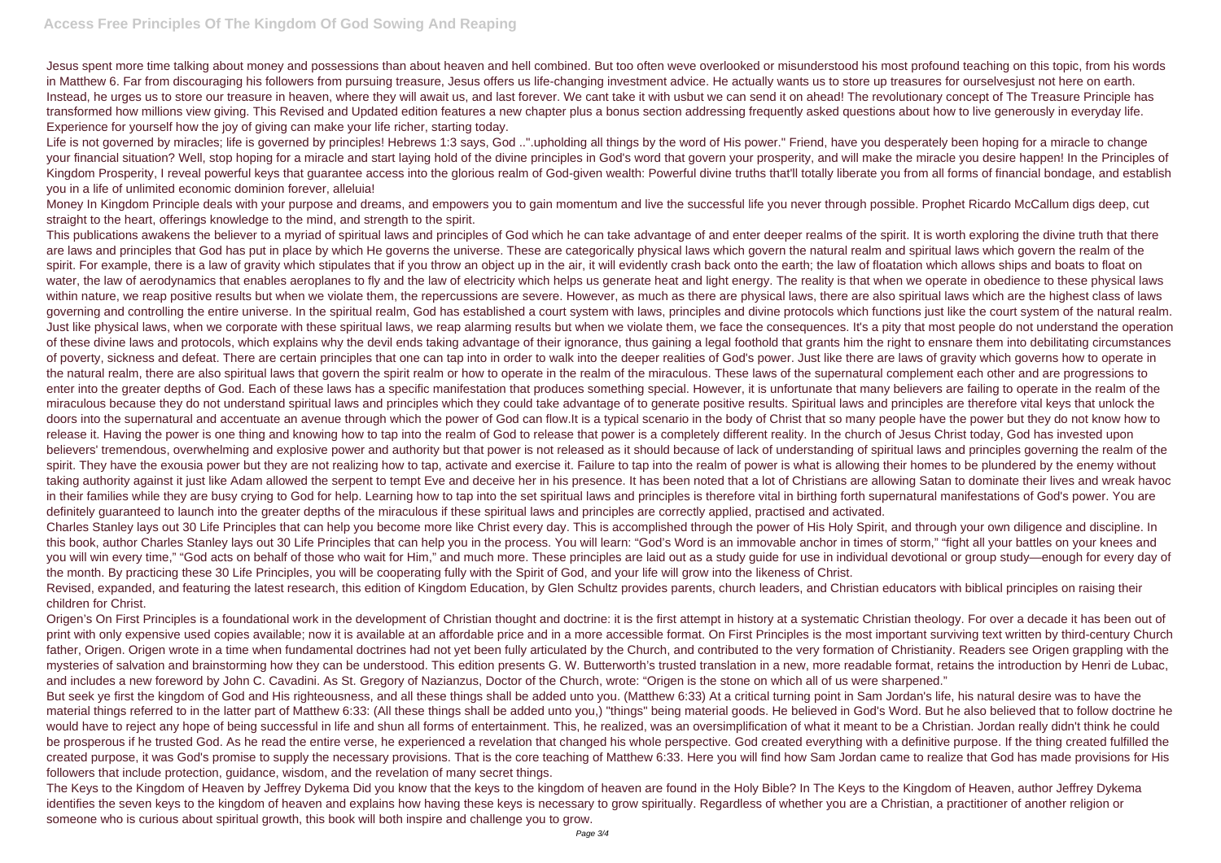Jesus spent more time talking about money and possessions than about heaven and hell combined. But too often weve overlooked or misunderstood his most profound teaching on this topic, from his words in Matthew 6. Far from discouraging his followers from pursuing treasure, Jesus offers us life-changing investment advice. He actually wants us to store up treasures for ourselvesjust not here on earth. Instead, he urges us to store our treasure in heaven, where they will await us, and last forever. We cant take it with usbut we can send it on ahead! The revolutionary concept of The Treasure Principle has transformed how millions view giving. This Revised and Updated edition features a new chapter plus a bonus section addressing frequently asked questions about how to live generously in everyday life. Experience for yourself how the joy of giving can make your life richer, starting today.

Life is not governed by miracles; life is governed by principles! Hebrews 1:3 says, God ..".upholding all things by the word of His power." Friend, have you desperately been hoping for a miracle to change your financial situation? Well, stop hoping for a miracle and start laying hold of the divine principles in God's word that govern your prosperity, and will make the miracle you desire happen! In the Principles of Kingdom Prosperity, I reveal powerful keys that guarantee access into the glorious realm of God-given wealth: Powerful divine truths that'll totally liberate you from all forms of financial bondage, and establish you in a life of unlimited economic dominion forever, alleluia!

Money In Kingdom Principle deals with your purpose and dreams, and empowers you to gain momentum and live the successful life you never through possible. Prophet Ricardo McCallum digs deep, cut straight to the heart, offerings knowledge to the mind, and strength to the spirit.

This publications awakens the believer to a myriad of spiritual laws and principles of God which he can take advantage of and enter deeper realms of the spirit. It is worth exploring the divine truth that there are laws and principles that God has put in place by which He governs the universe. These are categorically physical laws which govern the natural realm and spiritual laws which govern the realm of the spirit. For example, there is a law of gravity which stipulates that if you throw an object up in the air, it will evidently crash back onto the earth; the law of floatation which allows ships and boats to float on water, the law of aerodynamics that enables aeroplanes to fly and the law of electricity which helps us generate heat and light energy. The reality is that when we operate in obedience to these physical laws within nature, we reap positive results but when we violate them, the repercussions are severe. However, as much as there are physical laws, there are also spiritual laws which are the highest class of laws governing and controlling the entire universe. In the spiritual realm, God has established a court system with laws, principles and divine protocols which functions just like the court system of the natural realm. Just like physical laws, when we corporate with these spiritual laws, we reap alarming results but when we violate them, we face the consequences. It's a pity that most people do not understand the operation of these divine laws and protocols, which explains why the devil ends taking advantage of their ignorance, thus gaining a legal foothold that grants him the right to ensnare them into debilitating circumstances of poverty, sickness and defeat. There are certain principles that one can tap into in order to walk into the deeper realities of God's power. Just like there are laws of gravity which governs how to operate in the natural realm, there are also spiritual laws that govern the spirit realm or how to operate in the realm of the miraculous. These laws of the supernatural complement each other and are progressions to enter into the greater depths of God. Each of these laws has a specific manifestation that produces something special. However, it is unfortunate that many believers are failing to operate in the realm of the miraculous because they do not understand spiritual laws and principles which they could take advantage of to generate positive results. Spiritual laws and principles are therefore vital keys that unlock the doors into the supernatural and accentuate an avenue through which the power of God can flow.It is a typical scenario in the body of Christ that so many people have the power but they do not know how to release it. Having the power is one thing and knowing how to tap into the realm of God to release that power is a completely different reality. In the church of Jesus Christ today, God has invested upon believers' tremendous, overwhelming and explosive power and authority but that power is not released as it should because of lack of understanding of spiritual laws and principles governing the realm of the spirit. They have the exousia power but they are not realizing how to tap, activate and exercise it. Failure to tap into the realm of power is what is allowing their homes to be plundered by the enemy without taking authority against it just like Adam allowed the serpent to tempt Eve and deceive her in his presence. It has been noted that a lot of Christians are allowing Satan to dominate their lives and wreak havoc in their families while they are busy crying to God for help. Learning how to tap into the set spiritual laws and principles is therefore vital in birthing forth supernatural manifestations of God's power. You are definitely guaranteed to launch into the greater depths of the miraculous if these spiritual laws and principles are correctly applied, practised and activated.

Charles Stanley lays out 30 Life Principles that can help you become more like Christ every day. This is accomplished through the power of His Holy Spirit, and through your own diligence and discipline. In this book, author Charles Stanley lays out 30 Life Principles that can help you in the process. You will learn: "God's Word is an immovable anchor in times of storm," "fight all your battles on your knees and you will win every time," "God acts on behalf of those who wait for Him," and much more. These principles are laid out as a study guide for use in individual devotional or group study—enough for every day of the month. By practicing these 30 Life Principles, you will be cooperating fully with the Spirit of God, and your life will grow into the likeness of Christ.

Revised, expanded, and featuring the latest research, this edition of Kingdom Education, by Glen Schultz provides parents, church leaders, and Christian educators with biblical principles on raising their children for Christ.

Origen's On First Principles is a foundational work in the development of Christian thought and doctrine: it is the first attempt in history at a systematic Christian theology. For over a decade it has been out of print with only expensive used copies available; now it is available at an affordable price and in a more accessible format. On First Principles is the most important surviving text written by third-century Church father, Origen. Origen wrote in a time when fundamental doctrines had not yet been fully articulated by the Church, and contributed to the very formation of Christianity. Readers see Origen grappling with the mysteries of salvation and brainstorming how they can be understood. This edition presents G. W. Butterworth's trusted translation in a new, more readable format, retains the introduction by Henri de Lubac, and includes a new foreword by John C. Cavadini. As St. Gregory of Nazianzus, Doctor of the Church, wrote: "Origen is the stone on which all of us were sharpened."

But seek ye first the kingdom of God and His righteousness, and all these things shall be added unto you. (Matthew 6:33) At a critical turning point in Sam Jordan's life, his natural desire was to have the material things referred to in the latter part of Matthew 6:33: (All these things shall be added unto you,) "things" being material goods. He believed in God's Word. But he also believed that to follow doctrine he would have to reject any hope of being successful in life and shun all forms of entertainment. This, he realized, was an oversimplification of what it meant to be a Christian. Jordan really didn't think he could be prosperous if he trusted God. As he read the entire verse, he experienced a revelation that changed his whole perspective. God created everything with a definitive purpose. If the thing created fulfilled the created purpose, it was God's promise to supply the necessary provisions. That is the core teaching of Matthew 6:33. Here you will find how Sam Jordan came to realize that God has made provisions for His followers that include protection, guidance, wisdom, and the revelation of many secret things.

The Keys to the Kingdom of Heaven by Jeffrey Dykema Did you know that the keys to the kingdom of heaven are found in the Holy Bible? In The Keys to the Kingdom of Heaven, author Jeffrey Dykema identifies the seven keys to the kingdom of heaven and explains how having these keys is necessary to grow spiritually. Regardless of whether you are a Christian, a practitioner of another religion or someone who is curious about spiritual growth, this book will both inspire and challenge you to grow.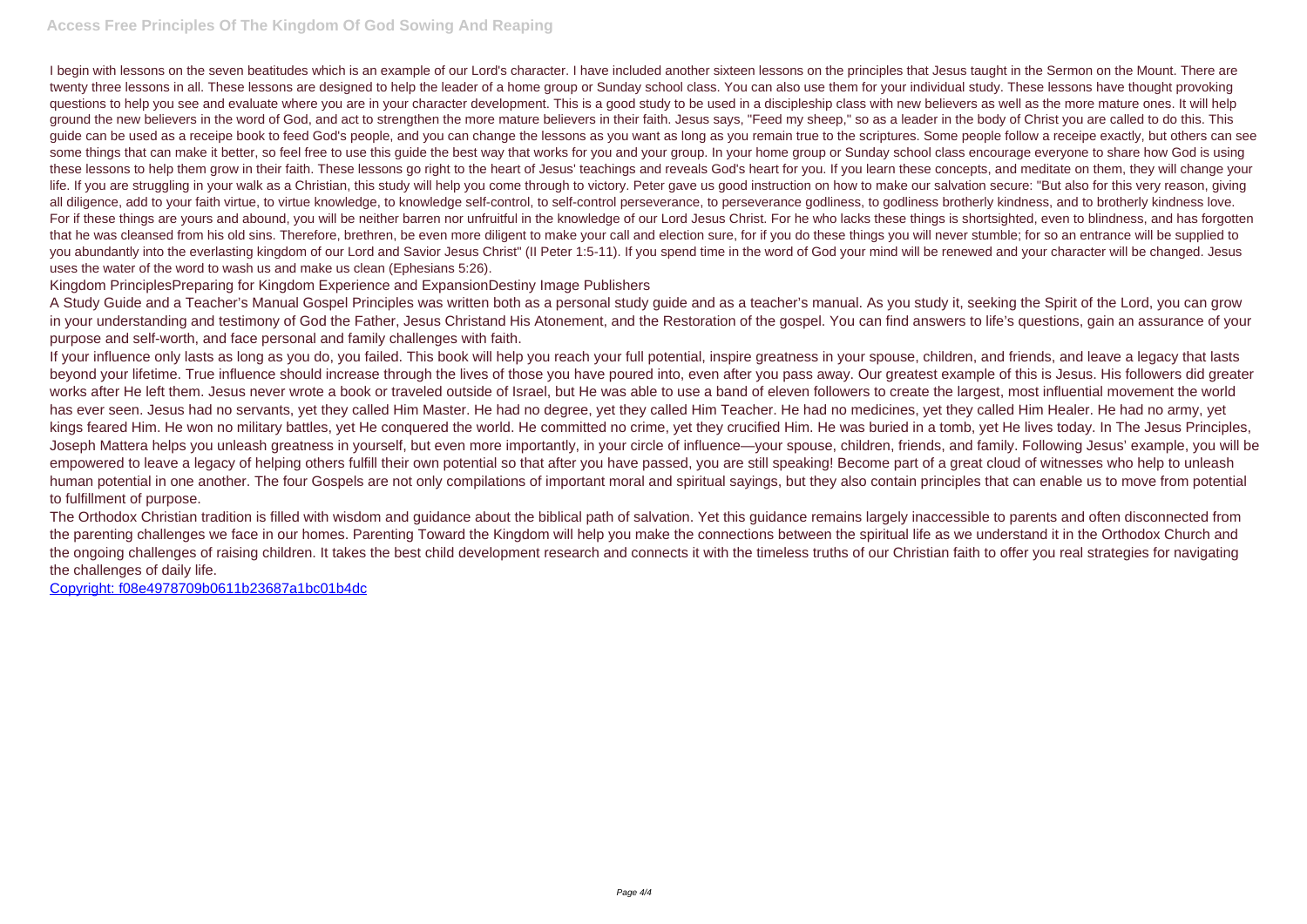I begin with lessons on the seven beatitudes which is an example of our Lord's character. I have included another sixteen lessons on the principles that Jesus taught in the Sermon on the Mount. There are twenty three lessons in all. These lessons are designed to help the leader of a home group or Sunday school class. You can also use them for your individual study. These lessons have thought provoking questions to help you see and evaluate where you are in your character development. This is a good study to be used in a discipleship class with new believers as well as the more mature ones. It will help ground the new believers in the word of God, and act to strengthen the more mature believers in their faith. Jesus says, "Feed my sheep," so as a leader in the body of Christ you are called to do this. This guide can be used as a receipe book to feed God's people, and you can change the lessons as you want as long as you remain true to the scriptures. Some people follow a receipe exactly, but others can see some things that can make it better, so feel free to use this guide the best way that works for you and your group. In your home group or Sunday school class encourage everyone to share how God is using these lessons to help them grow in their faith. These lessons go right to the heart of Jesus' teachings and reveals God's heart for you. If you learn these concepts, and meditate on them, they will change your life. If you are struggling in your walk as a Christian, this study will help you come through to victory. Peter gave us good instruction on how to make our salvation secure: "But also for this very reason, giving all diligence, add to your faith virtue, to virtue knowledge, to knowledge self-control, to self-control perseverance, to perseverance godliness, to godliness brotherly kindness, and to brotherly kindness love. For if these things are yours and abound, you will be neither barren nor unfruitful in the knowledge of our Lord Jesus Christ. For he who lacks these things is shortsighted, even to blindness, and has forgotten that he was cleansed from his old sins. Therefore, brethren, be even more diligent to make your call and election sure, for if you do these things you will never stumble; for so an entrance will be supplied to you abundantly into the everlasting kingdom of our Lord and Savior Jesus Christ" (II Peter 1:5-11). If you spend time in the word of God your mind will be renewed and your character will be changed. Jesus uses the water of the word to wash us and make us clean (Ephesians 5:26).

Kingdom PrinciplesPreparing for Kingdom Experience and ExpansionDestiny Image Publishers

A Study Guide and a Teacher's Manual Gospel Principles was written both as a personal study guide and as a teacher's manual. As you study it, seeking the Spirit of the Lord, you can grow in your understanding and testimony of God the Father, Jesus Christand His Atonement, and the Restoration of the gospel. You can find answers to life's questions, gain an assurance of your purpose and self-worth, and face personal and family challenges with faith.

If your influence only lasts as long as you do, you failed. This book will help you reach your full potential, inspire greatness in your spouse, children, and friends, and leave a legacy that lasts beyond your lifetime. True influence should increase through the lives of those you have poured into, even after you pass away. Our greatest example of this is Jesus. His followers did greater works after He left them. Jesus never wrote a book or traveled outside of Israel, but He was able to use a band of eleven followers to create the largest, most influential movement the world has ever seen. Jesus had no servants, yet they called Him Master. He had no degree, yet they called Him Teacher. He had no medicines, yet they called Him Healer. He had no army, yet kings feared Him. He won no military battles, yet He conquered the world. He committed no crime, yet they crucified Him. He was buried in a tomb, yet He lives today. In The Jesus Principles, Joseph Mattera helps you unleash greatness in yourself, but even more importantly, in your circle of influence—your spouse, children, friends, and family. Following Jesus' example, you will be empowered to leave a legacy of helping others fulfill their own potential so that after you have passed, you are still speaking! Become part of a great cloud of witnesses who help to unleash human potential in one another. The four Gospels are not only compilations of important moral and spiritual sayings, but they also contain principles that can enable us to move from potential to fulfillment of purpose.

The Orthodox Christian tradition is filled with wisdom and guidance about the biblical path of salvation. Yet this guidance remains largely inaccessible to parents and often disconnected from the parenting challenges we face in our homes. Parenting Toward the Kingdom will help you make the connections between the spiritual life as we understand it in the Orthodox Church and the ongoing challenges of raising children. It takes the best child development research and connects it with the timeless truths of our Christian faith to offer you real strategies for navigating the challenges of daily life.

Copyright: f08e4978709b0611b23687a1bc01b4dc